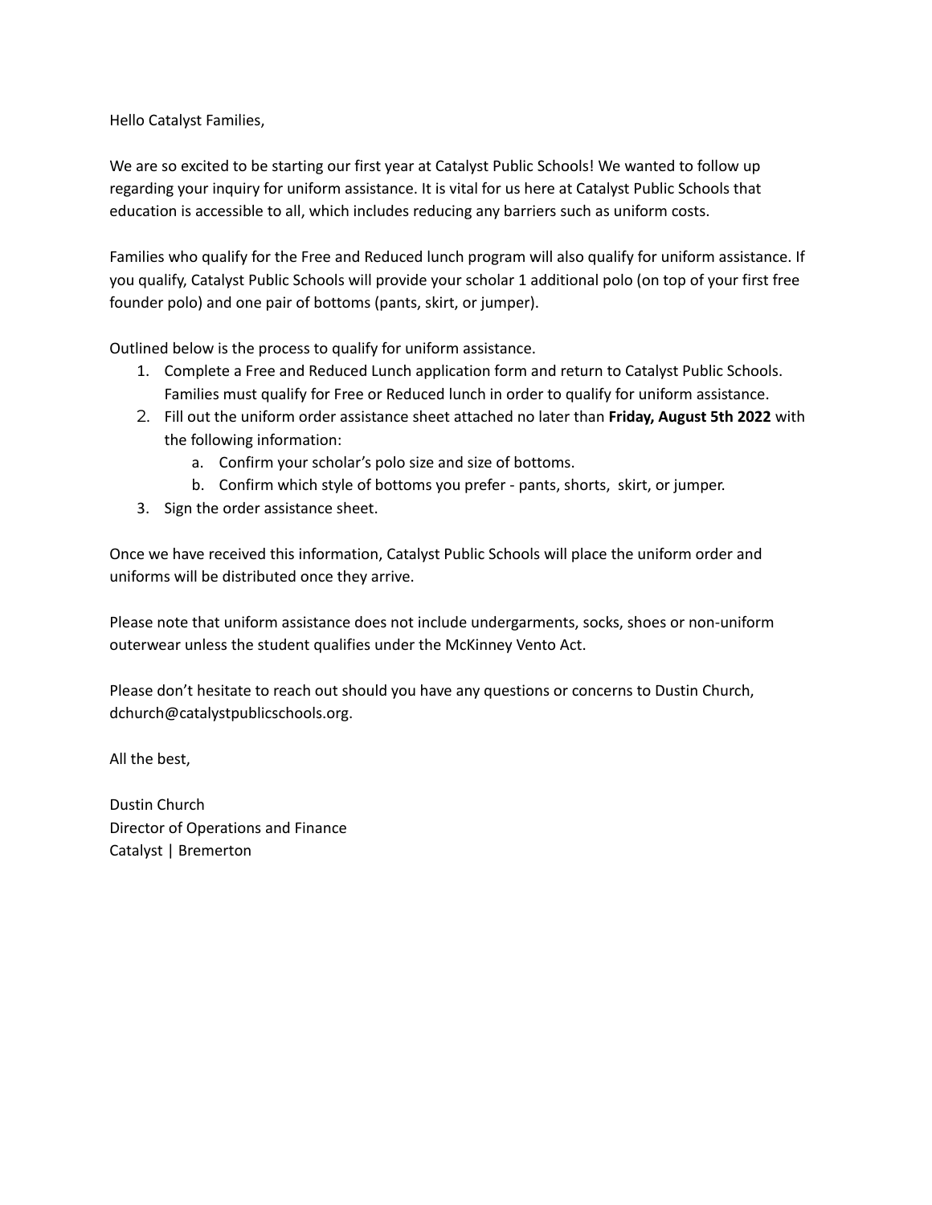Hello Catalyst Families,

We are so excited to be starting our first year at Catalyst Public Schools! We wanted to follow up regarding your inquiry for uniform assistance. It is vital for us here at Catalyst Public Schools that education is accessible to all, which includes reducing any barriers such as uniform costs.

Families who qualify for the Free and Reduced lunch program will also qualify for uniform assistance. If you qualify, Catalyst Public Schools will provide your scholar 1 additional polo (on top of your first free founder polo) and one pair of bottoms (pants, skirt, or jumper).

Outlined below is the process to qualify for uniform assistance.

1. Complete a Free and Reduced Lunch application form and return to Catalyst Public Schools. Families must qualify for Free or Reduced lunch in order to qualify for uniform assistance.
2. Fill out the uniform order assistance sheet attached no later than **Friday, August 5th 2022** with the following information:
   a. Confirm your scholar's polo size and size of bottoms.
   b. Confirm which style of bottoms you prefer - pants, shorts, skirt, or jumper.
3. Sign the order assistance sheet.

Once we have received this information, Catalyst Public Schools will place the uniform order and uniforms will be distributed once they arrive.

Please note that uniform assistance does not include undergarments, socks, shoes or non-uniform outerwear unless the student qualifies under the McKinney Vento Act.

Please don't hesitate to reach out should you have any questions or concerns to Dustin Church, dchurch@catalystpublicschools.org.

All the best,

Dustin Church
Director of Operations and Finance
Catalyst | Bremerton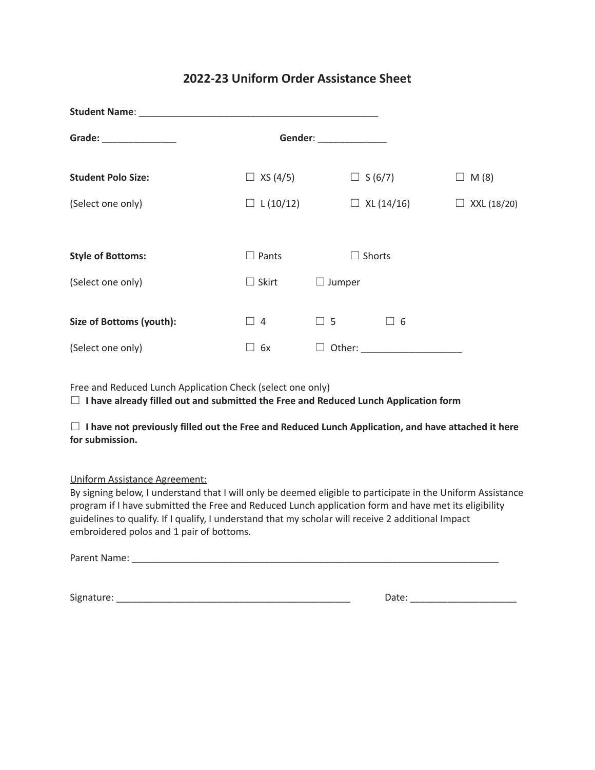# 2022-23 Uniform Order Assistance Sheet

**Student Name**: ____________________________________________

**Grade:** ______________ **Gender**: _____________

**Student Polo Size:** ☐ XS (4/5) ☐ S (6/7) ☐ M (8)

(Select one only) ☐ L (10/12) ☐ XL (14/16) ☐ XXL (18/20)

**Style of Bottoms:** ☐ Pants ☐ Shorts

(Select one only) ☐ Skirt ☐ Jumper

**Size of Bottoms (youth):** ☐ 4 ☐ 5 ☐ 6

(Select one only) ☐ 6x ☐ Other: __________________

Free and Reduced Lunch Application Check (select one only)

☐ **I have already filled out and submitted the Free and Reduced Lunch Application form**

☐ **I have not previously filled out the Free and Reduced Lunch Application, and have attached it here for submission.**

Uniform Assistance Agreement:

By signing below, I understand that I will only be deemed eligible to participate in the Uniform Assistance program if I have submitted the Free and Reduced Lunch application form and have met its eligibility guidelines to qualify. If I qualify, I understand that my scholar will receive 2 additional Impact embroidered polos and 1 pair of bottoms.

Parent Name: ______________________________________________________________________

Signature: ____________________________________________ Date: ___________________